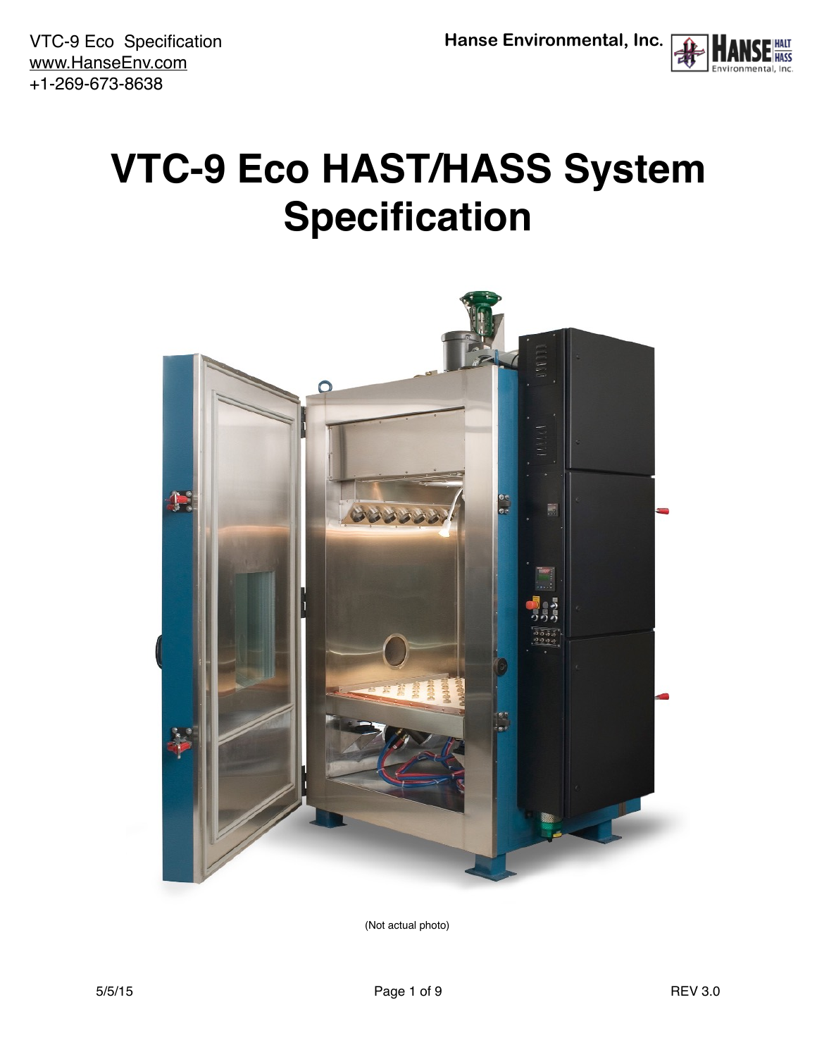# VTC-9 Eco HAST/HASS System Specification

(Not actual photo)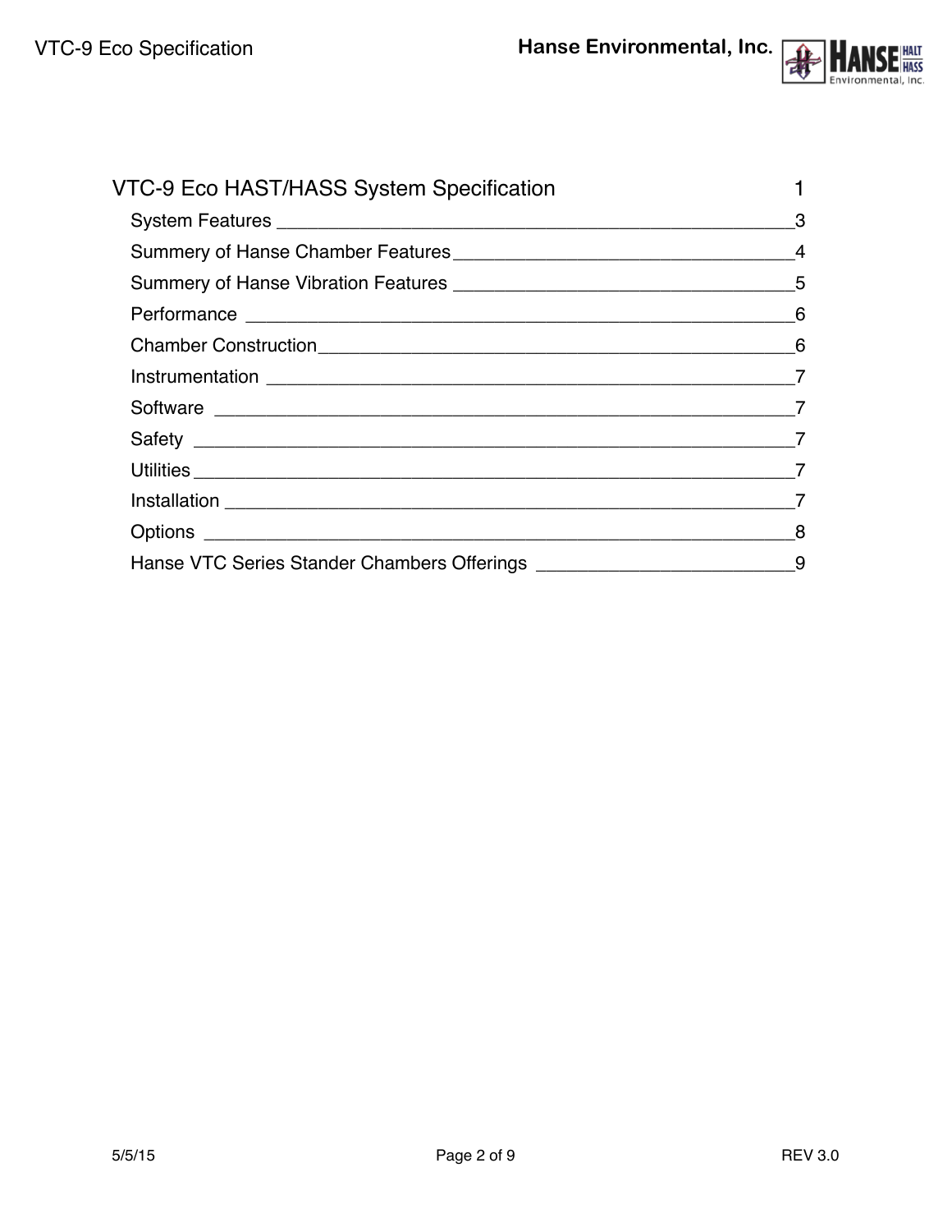VTC-9 Eco HAST/HASS System Specification 1

System Features ___ 3

Summery of Hanse Chamber Features ___ 4

Summery of Hanse Vibration Features ___ 5

Performance ___ 6

Chamber Construction ___ 6

Instrumentation ___ 7

Software ___ 7

Safety ___ 7

Utilities ___ 7

Installation ___ 7

Options ___ 8

Hanse VTC Series Stander Chambers Offerings ___ 9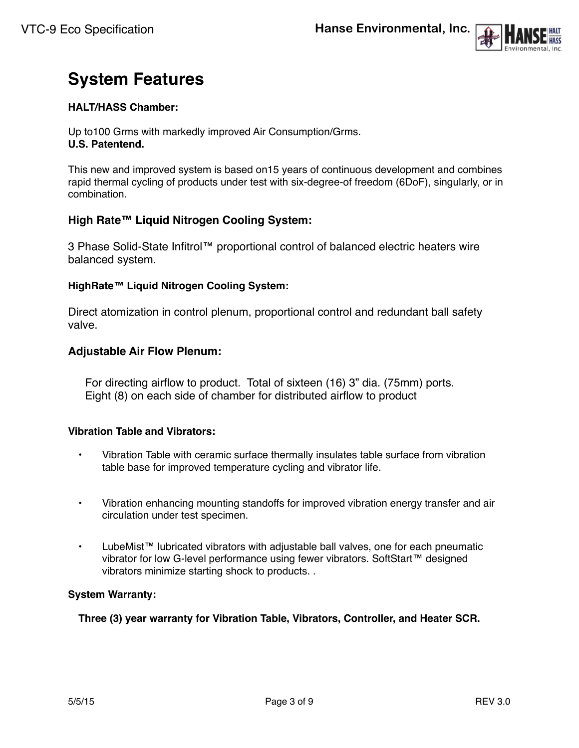# System Features

**HALT/HASS Chamber:**

Up to100 Grms with markedly improved Air Consumption/Grms.
**U.S. Patentend.**

This new and improved system is based on15 years of continuous development and combines rapid thermal cycling of products under test with six-degree-of freedom (6DoF), singularly, or in combination.

### High Rate™ Liquid Nitrogen Cooling System:

3 Phase Solid-State Infitrol™ proportional control of balanced electric heaters wire balanced system.

**HighRate™ Liquid Nitrogen Cooling System:**

Direct atomization in control plenum, proportional control and redundant ball safety valve.

### Adjustable Air Flow Plenum:

For directing airflow to product. Total of sixteen (16) 3" dia. (75mm) ports.
Eight (8) on each side of chamber for distributed airflow to product

**Vibration Table and Vibrators:**

- Vibration Table with ceramic surface thermally insulates table surface from vibration table base for improved temperature cycling and vibrator life.
- Vibration enhancing mounting standoffs for improved vibration energy transfer and air circulation under test specimen.
- LubeMist™ lubricated vibrators with adjustable ball valves, one for each pneumatic vibrator for low G-level performance using fewer vibrators. SoftStart™ designed vibrators minimize starting shock to products. .

**System Warranty:**

**Three (3) year warranty for Vibration Table, Vibrators, Controller, and Heater SCR.**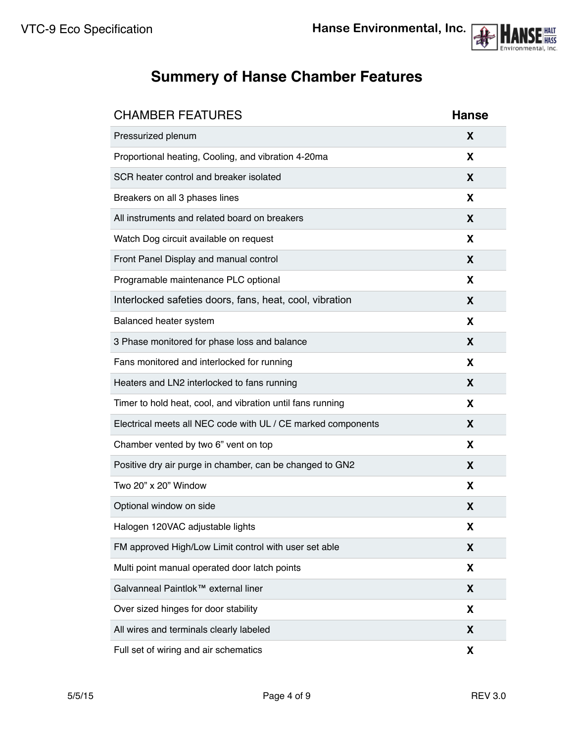# Summery of Hanse Chamber Features

| CHAMBER FEATURES | Hanse |
|---|---|
| Pressurized plenum | X |
| Proportional heating, Cooling, and vibration 4-20ma | X |
| SCR heater control and breaker isolated | X |
| Breakers on all 3 phases lines | X |
| All instruments and related board on breakers | X |
| Watch Dog circuit available on request | X |
| Front Panel Display and manual control | X |
| Programable maintenance PLC optional | X |
| Interlocked safeties doors, fans, heat, cool, vibration | X |
| Balanced heater system | X |
| 3 Phase monitored for phase loss and balance | X |
| Fans monitored and interlocked for running | X |
| Heaters and LN2 interlocked to fans running | X |
| Timer to hold heat, cool, and vibration until fans running | X |
| Electrical meets all NEC code with UL / CE marked components | X |
| Chamber vented by two 6" vent on top | X |
| Positive dry air purge in chamber, can be changed to GN2 | X |
| Two 20" x 20" Window | X |
| Optional window on side | X |
| Halogen 120VAC adjustable lights | X |
| FM approved High/Low Limit control with user set able | X |
| Multi point manual operated door latch points | X |
| Galvanneal Paintlok™ external liner | X |
| Over sized hinges for door stability | X |
| All wires and terminals clearly labeled | X |
| Full set of wiring and air schematics | X |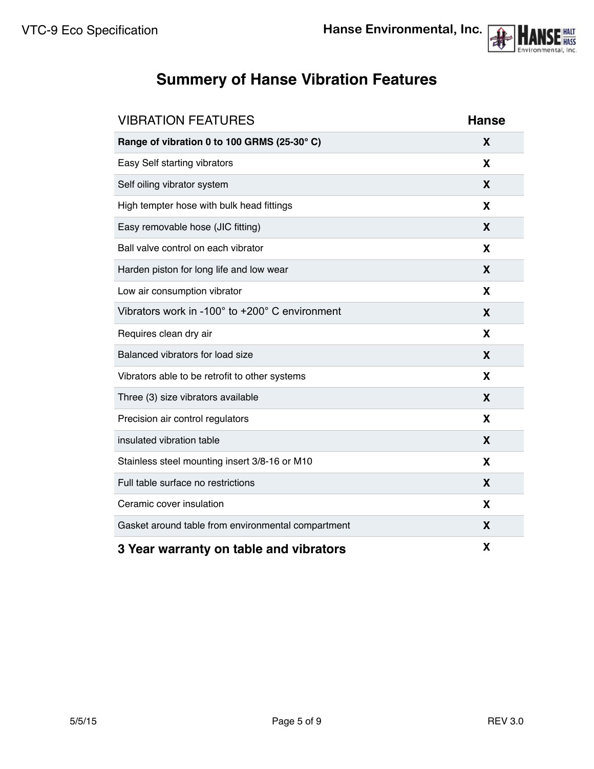# Summery of Hanse Vibration Features

| VIBRATION FEATURES | Hanse |
|---|---|
| **Range of vibration 0 to 100 GRMS (25-30° C)** | **X** |
| Easy Self starting vibrators | **X** |
| Self oiling vibrator system | **X** |
| High tempter hose with bulk head fittings | **X** |
| Easy removable hose (JIC fitting) | **X** |
| Ball valve control on each vibrator | **X** |
| Harden piston for long life and low wear | **X** |
| Low air consumption vibrator | **X** |
| Vibrators work in -100° to +200° C environment | **X** |
| Requires clean dry air | **X** |
| Balanced vibrators for load size | **X** |
| Vibrators able to be retrofit to other systems | **X** |
| Three (3) size vibrators available | **X** |
| Precision air control regulators | **X** |
| insulated vibration table | **X** |
| Stainless steel mounting insert 3/8-16 or M10 | **X** |
| Full table surface no restrictions | **X** |
| Ceramic cover insulation | **X** |
| Gasket around table from environmental compartment | **X** |
| **3 Year warranty on table and vibrators** | **X** |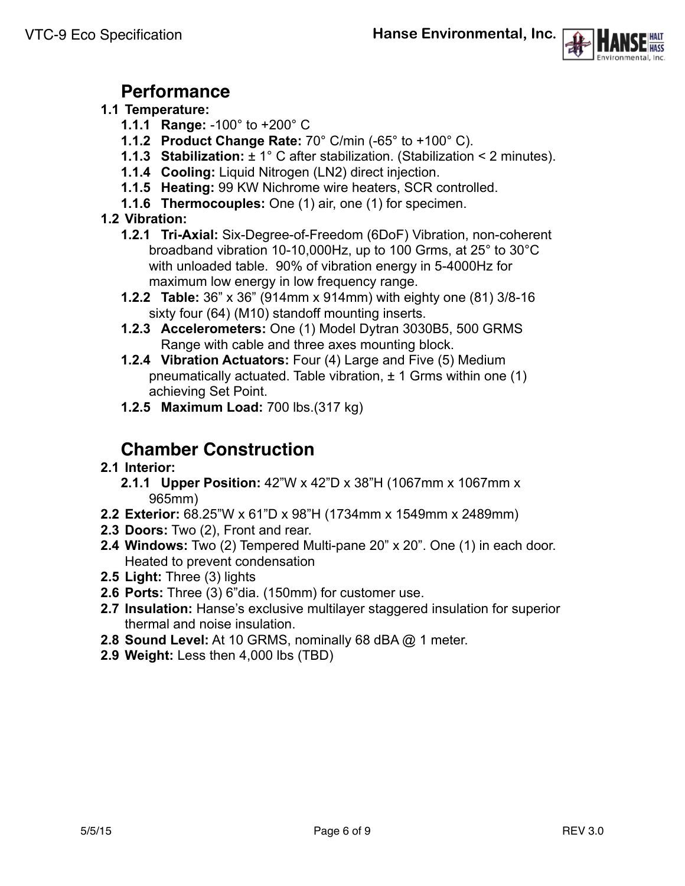## Performance

**1.1 Temperature:**

- **1.1.1 Range:** -100° to +200° C
- **1.1.2 Product Change Rate:** 70° C/min (-65° to +100° C).
- **1.1.3 Stabilization:** ± 1° C after stabilization. (Stabilization < 2 minutes).
- **1.1.4 Cooling:** Liquid Nitrogen (LN2) direct injection.
- **1.1.5 Heating:** 99 KW Nichrome wire heaters, SCR controlled.
- **1.1.6 Thermocouples:** One (1) air, one (1) for specimen.

**1.2 Vibration:**

- **1.2.1 Tri-Axial:** Six-Degree-of-Freedom (6DoF) Vibration, non-coherent broadband vibration 10-10,000Hz, up to 100 Grms, at 25° to 30°C with unloaded table. 90% of vibration energy in 5-4000Hz for maximum low energy in low frequency range.
- **1.2.2 Table:** 36" x 36" (914mm x 914mm) with eighty one (81) 3/8-16 sixty four (64) (M10) standoff mounting inserts.
- **1.2.3 Accelerometers:** One (1) Model Dytran 3030B5, 500 GRMS Range with cable and three axes mounting block.
- **1.2.4 Vibration Actuators:** Four (4) Large and Five (5) Medium pneumatically actuated. Table vibration, ± 1 Grms within one (1) achieving Set Point.
- **1.2.5 Maximum Load:** 700 lbs.(317 kg)

## Chamber Construction

**2.1 Interior:**

- **2.1.1 Upper Position:** 42"W x 42"D x 38"H (1067mm x 1067mm x 965mm)

**2.2 Exterior:** 68.25"W x 61"D x 98"H (1734mm x 1549mm x 2489mm)

**2.3 Doors:** Two (2), Front and rear.

**2.4 Windows:** Two (2) Tempered Multi-pane 20" x 20". One (1) in each door. Heated to prevent condensation

**2.5 Light:** Three (3) lights

**2.6 Ports:** Three (3) 6"dia. (150mm) for customer use.

**2.7 Insulation:** Hanse's exclusive multilayer staggered insulation for superior thermal and noise insulation.

**2.8 Sound Level:** At 10 GRMS, nominally 68 dBA @ 1 meter.

**2.9 Weight:** Less then 4,000 lbs (TBD)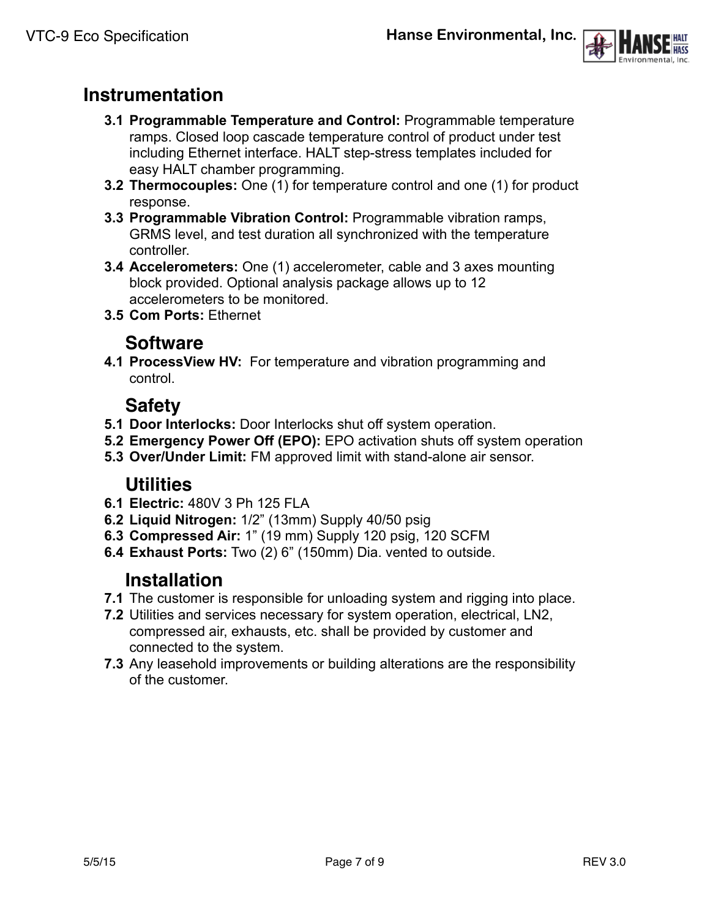## Instrumentation

**3.1 Programmable Temperature and Control:** Programmable temperature ramps. Closed loop cascade temperature control of product under test including Ethernet interface. HALT step-stress templates included for easy HALT chamber programming.

**3.2 Thermocouples:** One (1) for temperature control and one (1) for product response.

**3.3 Programmable Vibration Control:** Programmable vibration ramps, GRMS level, and test duration all synchronized with the temperature controller.

**3.4 Accelerometers:** One (1) accelerometer, cable and 3 axes mounting block provided. Optional analysis package allows up to 12 accelerometers to be monitored.

**3.5 Com Ports:** Ethernet

## Software

**4.1 ProcessView HV:** For temperature and vibration programming and control.

## Safety

**5.1 Door Interlocks:** Door Interlocks shut off system operation.

**5.2 Emergency Power Off (EPO):** EPO activation shuts off system operation

**5.3 Over/Under Limit:** FM approved limit with stand-alone air sensor.

## Utilities

**6.1 Electric:** 480V 3 Ph 125 FLA

**6.2 Liquid Nitrogen:** 1/2” (13mm) Supply 40/50 psig

**6.3 Compressed Air:** 1” (19 mm) Supply 120 psig, 120 SCFM

**6.4 Exhaust Ports:** Two (2) 6” (150mm) Dia. vented to outside.

## Installation

**7.1** The customer is responsible for unloading system and rigging into place.

**7.2** Utilities and services necessary for system operation, electrical, LN2, compressed air, exhausts, etc. shall be provided by customer and connected to the system.

**7.3** Any leasehold improvements or building alterations are the responsibility of the customer.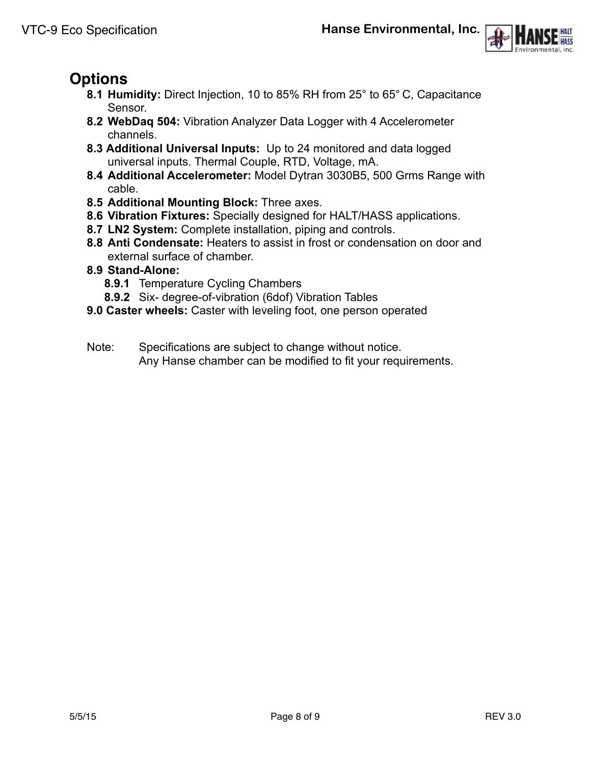## Options

- **8.1 Humidity:** Direct Injection, 10 to 85% RH from 25° to 65° C, Capacitance Sensor.
- **8.2 WebDaq 504:** Vibration Analyzer Data Logger with 4 Accelerometer channels.
- **8.3 Additional Universal Inputs:** Up to 24 monitored and data logged universal inputs. Thermal Couple, RTD, Voltage, mA.
- **8.4 Additional Accelerometer:** Model Dytran 3030B5, 500 Grms Range with cable.
- **8.5 Additional Mounting Block:** Three axes.
- **8.6 Vibration Fixtures:** Specially designed for HALT/HASS applications.
- **8.7 LN2 System:** Complete installation, piping and controls.
- **8.8 Anti Condensate:** Heaters to assist in frost or condensation on door and external surface of chamber.
- **8.9 Stand-Alone:**
  - **8.9.1** Temperature Cycling Chambers
  - **8.9.2** Six- degree-of-vibration (6dof) Vibration Tables
- **9.0 Caster wheels:** Caster with leveling foot, one person operated

Note: Specifications are subject to change without notice.
Any Hanse chamber can be modified to fit your requirements.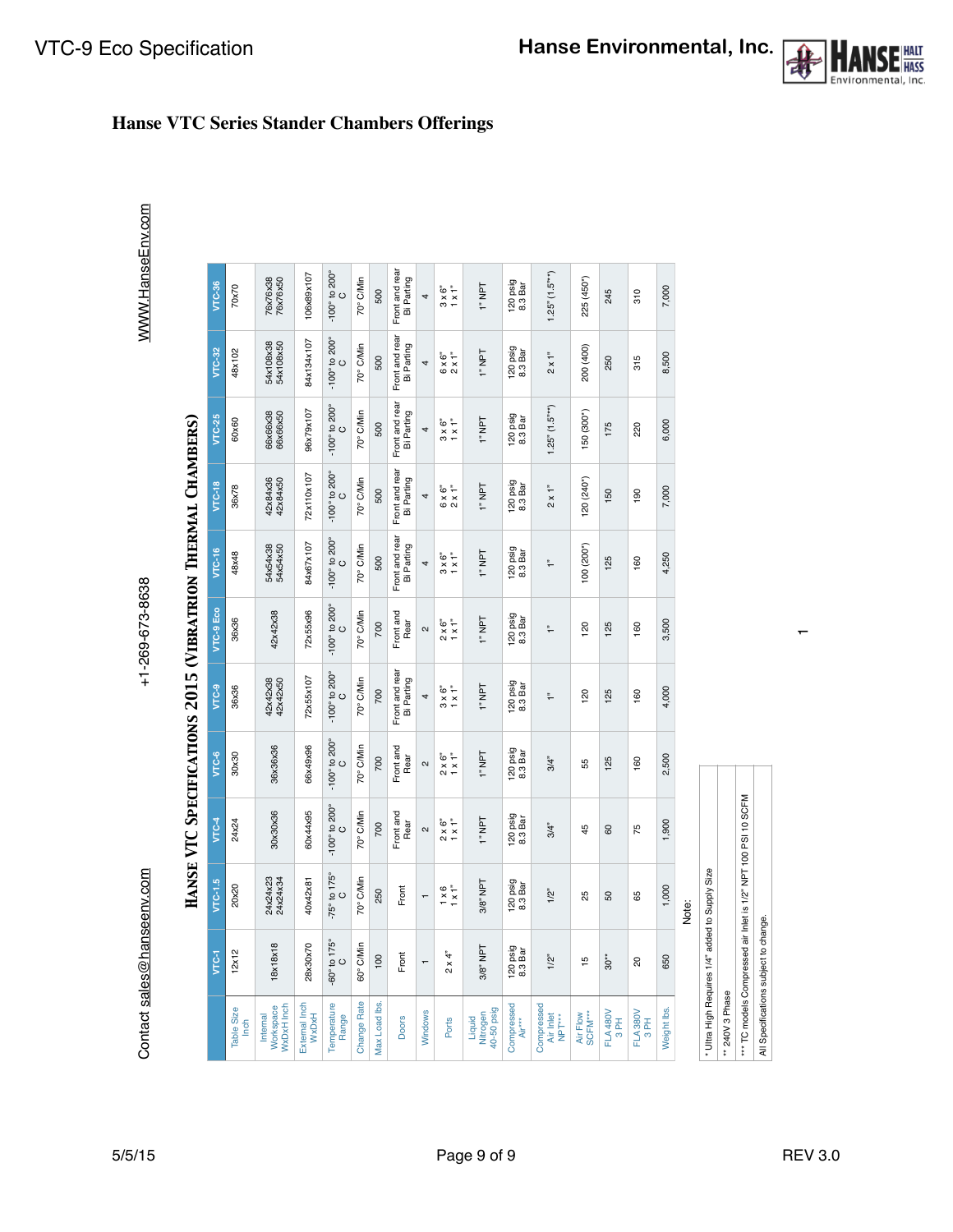## Hanse VTC Series Stander Chambers Offerings

Contact sales@hanseenv.com     +1-269-673-8638     WWW.HanseEnv.com

### Hanse VTC Specifications 2015 (Vibratrion Thermal Chambers)

| | VTC-1 | VTC-1.5 | VTC-4 | VTC-6 | VTC-9 | VTC-9 Eco | VTC-16 | VTC-18 | VTC-25 | VTC-32 | VTC-36 |
|---|---|---|---|---|---|---|---|---|---|---|---|
| Table Size Inch | 12x12 | 20x20 | 24x24 | 30x30 | 36x36 | 36x36 | 48x48 | 36x78 | 60x60 | 48x102 | 70x70 |
| Internal Workspace WxDxH Inch | 18x18x18 | 24x24x23 24x24x34 | 30x30x36 | 36x36x36 | 42x42x38 42x42x50 | 42x42x38 | 54x54x38 54x54x50 | 42x84x36 42x84x50 | 66x66x38 66x66x50 | 54x108x38 54x108x50 | 76x76x38 76x76x50 |
| External Inch WxDxH | 28x30x70 | 40x42x81 | 60x44x95 | 66x49x96 | 72x55x107 | 72x55x96 | 84x67x107 | 72x110x107 | 96x79x107 | 84x134x107 | 106x89x107 |
| Temperature Range | -60° to 175° C | -75° to 175° C | -100° to 200° C | -100° to 200° C | -100° to 200° C | -100° to 200° C | -100° to 200° C | -100° to 200° C | -100° to 200° C | -100° to 200° C | -100° to 200° C |
| Change Rate | 60° C/Min | 70° C/Min | 70° C/Min | 70° C/Min | 70° C/Min | 70° C/Min | 70° C/Min | 70° C/Min | 70° C/Min | 70° C/Min | 70° C/Min |
| Max Load lbs. | 100 | 250 | 700 | 700 | 700 | 700 | 500 | 500 | 500 | 500 | 500 |
| Doors | Front | Front | Front and Rear | Front and Rear | Front and rear Bi Parting | Front and Rear | Front and rear Bi Parting | Front and rear Bi Parting | Front and rear Bi Parting | Front and rear Bi Parting | Front and rear Bi Parting |
| Windows | 1 | 1 | 2 | 2 | 4 | 2 | 4 | 4 | 4 | 4 | 4 |
| Ports | 2 x 4" | 1 x 6 1 x 1" | 2 x 6" 1 x 1" | 2 x 6" 1 x 1" | 3 x 6" 1 x 1" | 2 x 6" 1 x 1" | 3 x 6" 1 x 1" | 6 x 6" 2 x 1" | 3 x 6" 1 x 1" | 6 x 6" 2 x 1" | 3 x 6" 1 x 1" |
| Liquid Nitrogen 40-50 psig | 3/8" NPT | 3/8" NPT | 1" NPT | 1" NPT | 1" NPT | 1" NPT | 1" NPT | 1" NPT | 1" NPT | 1" NPT | 1" NPT |
| Compressed Air*** | 120 psig 8.3 Bar | 120 psig 8.3 Bar | 120 psig 8.3 Bar | 120 psig 8.3 Bar | 120 psig 8.3 Bar | 120 psig 8.3 Bar | 120 psig 8.3 Bar | 120 psig 8.3 Bar | 120 psig 8.3 Bar | 120 psig 8.3 Bar | 120 psig 8.3 Bar |
| Compressed Air Inlet NPT*** | 1/2" | 1/2" | 3/4" | 3/4" | 1" | 1" | 1" | 2 x 1" | 1.25" (1.5"*) | 2 x 1" | 1.25" (1.5"*) |
| Air Flow SCFM*** | 15 | 25 | 45 | 55 | 120 | 120 | 100 (200*) | 120 (240*) | 150 (300*) | 200 (400) | 225 (450*) |
| FLA 480V 3 PH | 30** | 50 | 60 | 125 | 125 | 125 | 125 | 150 | 175 | 250 | 245 |
| FLA 380V 3 PH | 20 | 65 | 75 | 160 | 160 | 160 | 160 | 190 | 220 | 315 | 310 |
| Weight lbs. | 650 | 1,000 | 1,900 | 2,500 | 4,000 | 3,500 | 4,250 | 7,000 | 6,000 | 8,500 | 7,000 |

Note:

| |
|---|
| * Ultra High Requires 1/4" added to Supply Size |
| ** 240V 3 Phase |
| *** TC models Compressed air Inlet is 1/2" NPT 100 PSI 10 SCFM |
| All Specifications subject to change. |